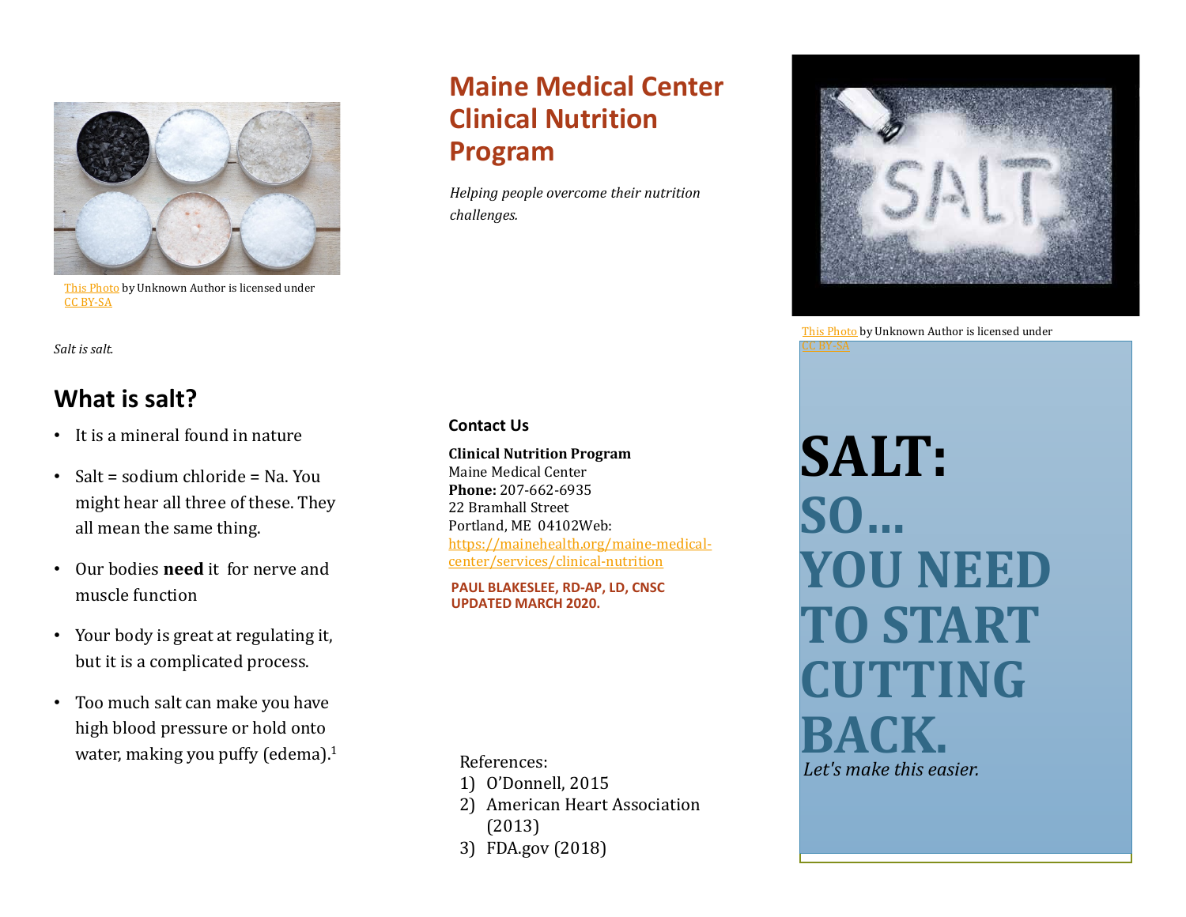This Photo by Unknown Author is licensed under CC BY-SA

*Salt is salt.*

## What is salt?

- It is a mineral found in nature
- Salt = sodium chloride = Na. You might hear all three of these. They all mean the same thing.
- Our bodies **need** it for nerve and muscle function
- Your body is great at regulating it, but it is a complicated process.
- Too much salt can make you have high blood pressure or hold onto water, making you puffy (edema).[1]

# Maine Medical Center Clinical Nutrition Program

*Helping people overcome their nutrition challenges.*

### Contact Us

**Clinical Nutrition Program**
Maine Medical Center
**Phone:** 207-662-6935
22 Bramhall Street
Portland, ME 04102Web: https://mainehealth.org/maine-medical-center/services/clinical-nutrition

**PAUL BLAKESLEE, RD-AP, LD, CNSC**
**UPDATED MARCH 2020.**

References:
1) O'Donnell, 2015
2) American Heart Association (2013)
3) FDA.gov (2018)

This Photo by Unknown Author is licensed under CC BY-SA

# SALT: SO… YOU NEED TO START CUTTING BACK.

*Let's make this easier.*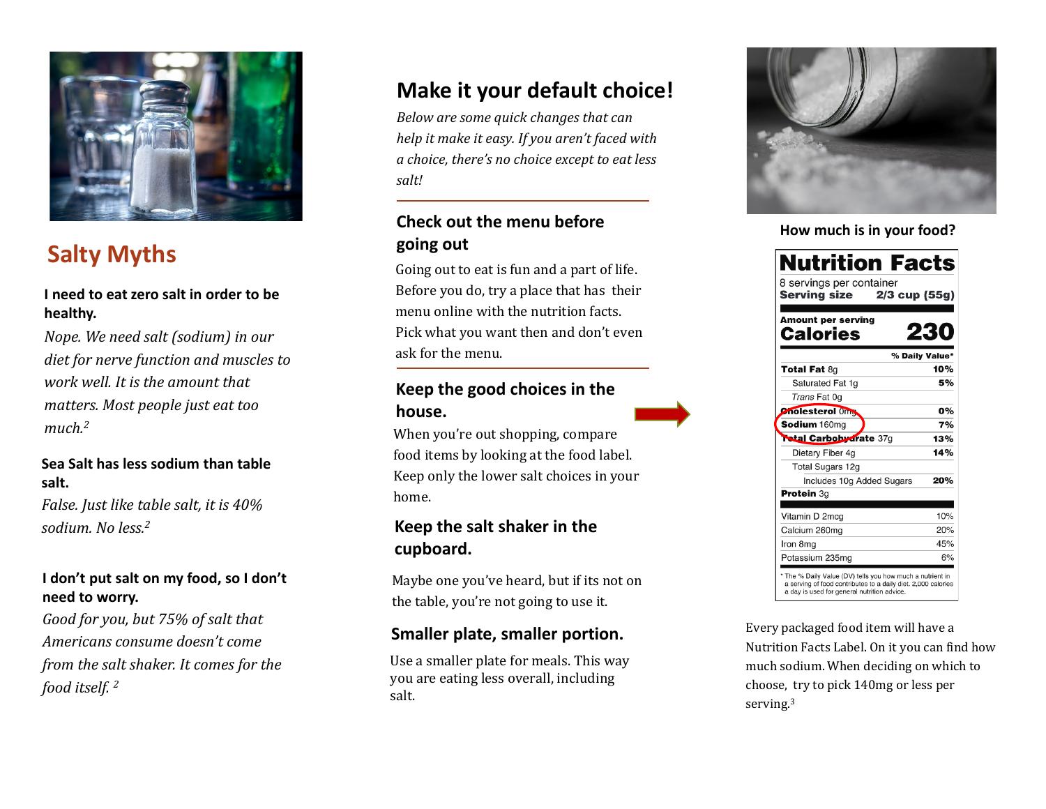## Salty Myths

**I need to eat zero salt in order to be healthy.**

*Nope. We need salt (sodium) in our diet for nerve function and muscles to work well. It is the amount that matters. Most people just eat too much.*[2]

**Sea Salt has less sodium than table salt.**

*False. Just like table salt, it is 40% sodium. No less.*[2]

**I don't put salt on my food, so I don't need to worry.**

*Good for you, but 75% of salt that Americans consume doesn't come from the salt shaker. It comes for the food itself.* [2]

## Make it your default choice!

*Below are some quick changes that can help it make it easy. If you aren't faced with a choice, there's no choice except to eat less salt!*

### Check out the menu before going out

Going out to eat is fun and a part of life. Before you do, try a place that has their menu online with the nutrition facts. Pick what you want then and don't even ask for the menu.

### Keep the good choices in the house.

When you're out shopping, compare food items by looking at the food label. Keep only the lower salt choices in your home.

### Keep the salt shaker in the cupboard.

Maybe one you've heard, but if its not on the table, you're not going to use it.

### Smaller plate, smaller portion.

Use a smaller plate for meals. This way you are eating less overall, including salt.

**How much is in your food?**

**Nutrition Facts**

8 servings per container
**Serving size** **2/3 cup (55g)**

**Amount per serving**
**Calories 230**

| | % Daily Value* |
|---|---|
| **Total Fat** 8g | **10%** |
| Saturated Fat 1g | **5%** |
| *Trans* Fat 0g | |
| **Cholesterol** 0mg | **0%** |
| **Sodium** 160mg | **7%** |
| **Total Carbohydrate** 37g | **13%** |
| Dietary Fiber 4g | **14%** |
| Total Sugars 12g | |
| Includes 10g Added Sugars | **20%** |
| **Protein** 3g | |
| Vitamin D 2mcg | 10% |
| Calcium 260mg | 20% |
| Iron 8mg | 45% |
| Potassium 235mg | 6% |

\* The % Daily Value (DV) tells you how much a nutrient in a serving of food contributes to a daily diet. 2,000 calories a day is used for general nutrition advice.

Every packaged food item will have a Nutrition Facts Label. On it you can find how much sodium. When deciding on which to choose, try to pick 140mg or less per serving.[3]